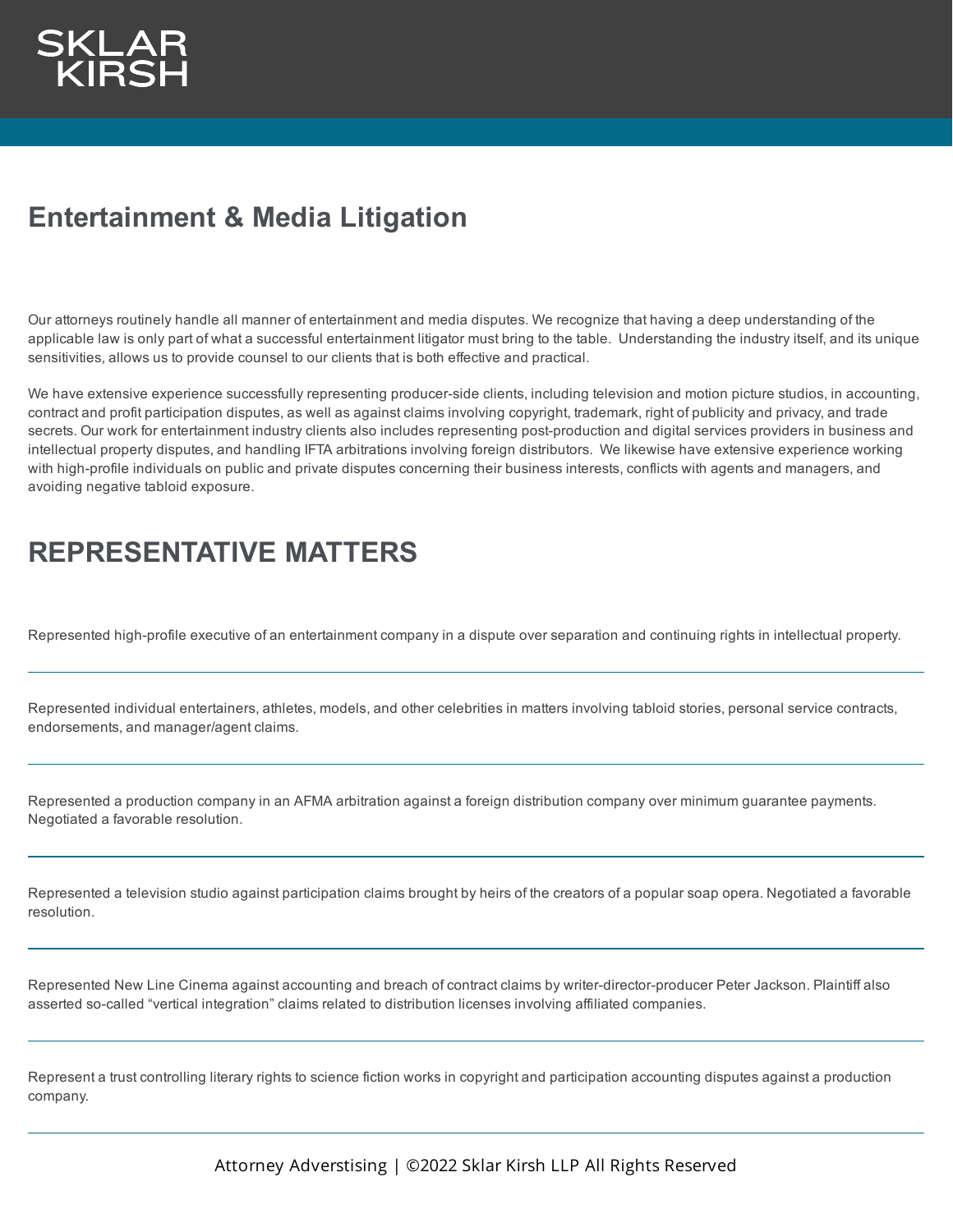SKLAR KIRSH

# Entertainment & Media Litigation

Our attorneys routinely handle all manner of entertainment and media disputes. We recognize that having a deep understanding of the applicable law is only part of what a successful entertainment litigator must bring to the table. Understanding the industry itself, and its unique sensitivities, allows us to provide counsel to our clients that is both effective and practical.

We have extensive experience successfully representing producer-side clients, including television and motion picture studios, in accounting, contract and profit participation disputes, as well as against claims involving copyright, trademark, right of publicity and privacy, and trade secrets. Our work for entertainment industry clients also includes representing post-production and digital services providers in business and intellectual property disputes, and handling IFTA arbitrations involving foreign distributors. We likewise have extensive experience working with high-profile individuals on public and private disputes concerning their business interests, conflicts with agents and managers, and avoiding negative tabloid exposure.

# REPRESENTATIVE MATTERS

Represented high-profile executive of an entertainment company in a dispute over separation and continuing rights in intellectual property.

---

Represented individual entertainers, athletes, models, and other celebrities in matters involving tabloid stories, personal service contracts, endorsements, and manager/agent claims.

---

Represented a production company in an AFMA arbitration against a foreign distribution company over minimum guarantee payments. Negotiated a favorable resolution.

---

Represented a television studio against participation claims brought by heirs of the creators of a popular soap opera. Negotiated a favorable resolution.

---

Represented New Line Cinema against accounting and breach of contract claims by writer-director-producer Peter Jackson. Plaintiff also asserted so-called “vertical integration” claims related to distribution licenses involving affiliated companies.

---

Represent a trust controlling literary rights to science fiction works in copyright and participation accounting disputes against a production company.

---

Attorney Adverstising | ©2022 Sklar Kirsh LLP All Rights Reserved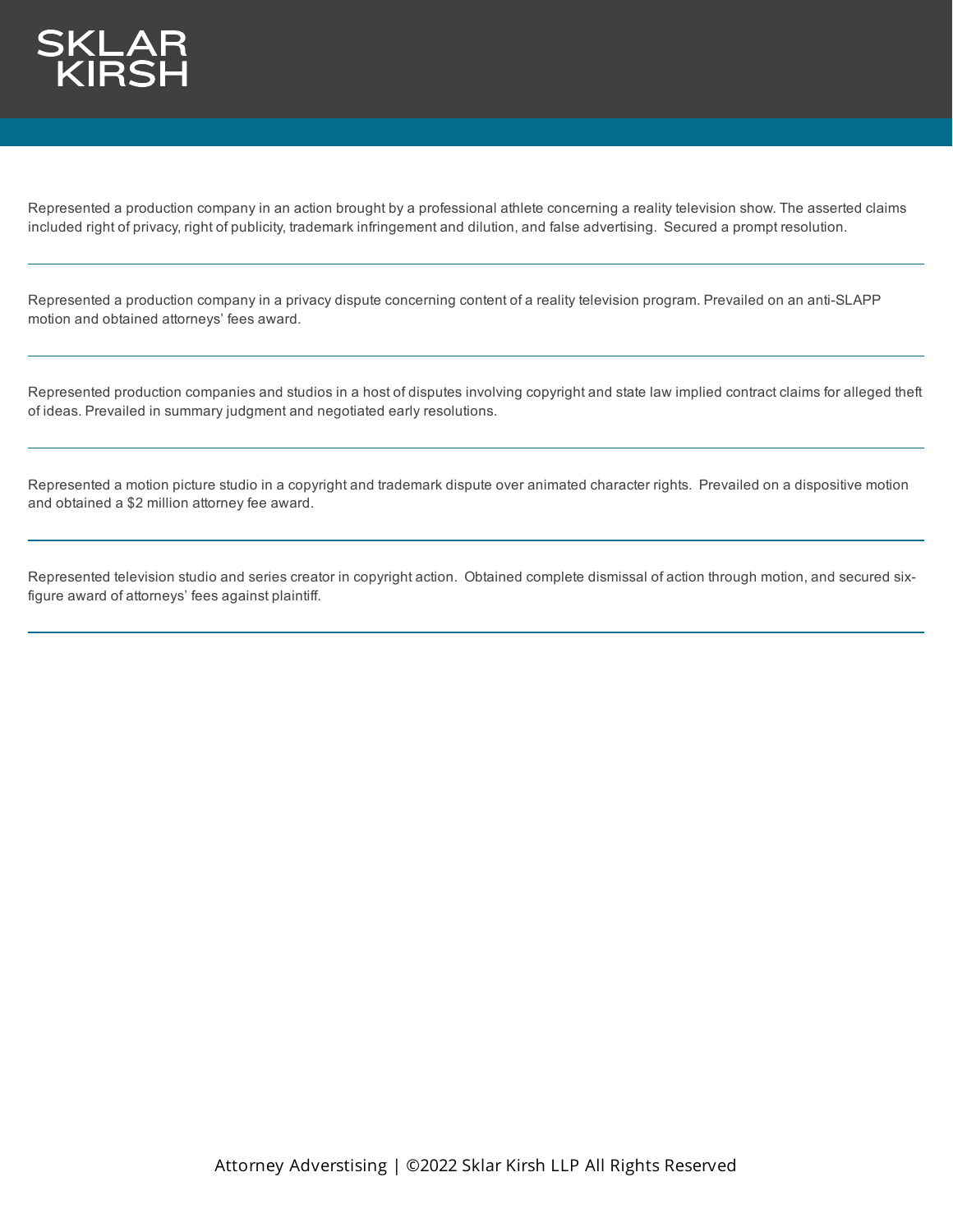Represented a production company in an action brought by a professional athlete concerning a reality television show. The asserted claims included right of privacy, right of publicity, trademark infringement and dilution, and false advertising. Secured a prompt resolution.

---

Represented a production company in a privacy dispute concerning content of a reality television program. Prevailed on an anti-SLAPP motion and obtained attorneys' fees award.

---

Represented production companies and studios in a host of disputes involving copyright and state law implied contract claims for alleged theft of ideas. Prevailed in summary judgment and negotiated early resolutions.

---

Represented a motion picture studio in a copyright and trademark dispute over animated character rights. Prevailed on a dispositive motion and obtained a $2 million attorney fee award.

---

Represented television studio and series creator in copyright action. Obtained complete dismissal of action through motion, and secured six-figure award of attorneys' fees against plaintiff.

---